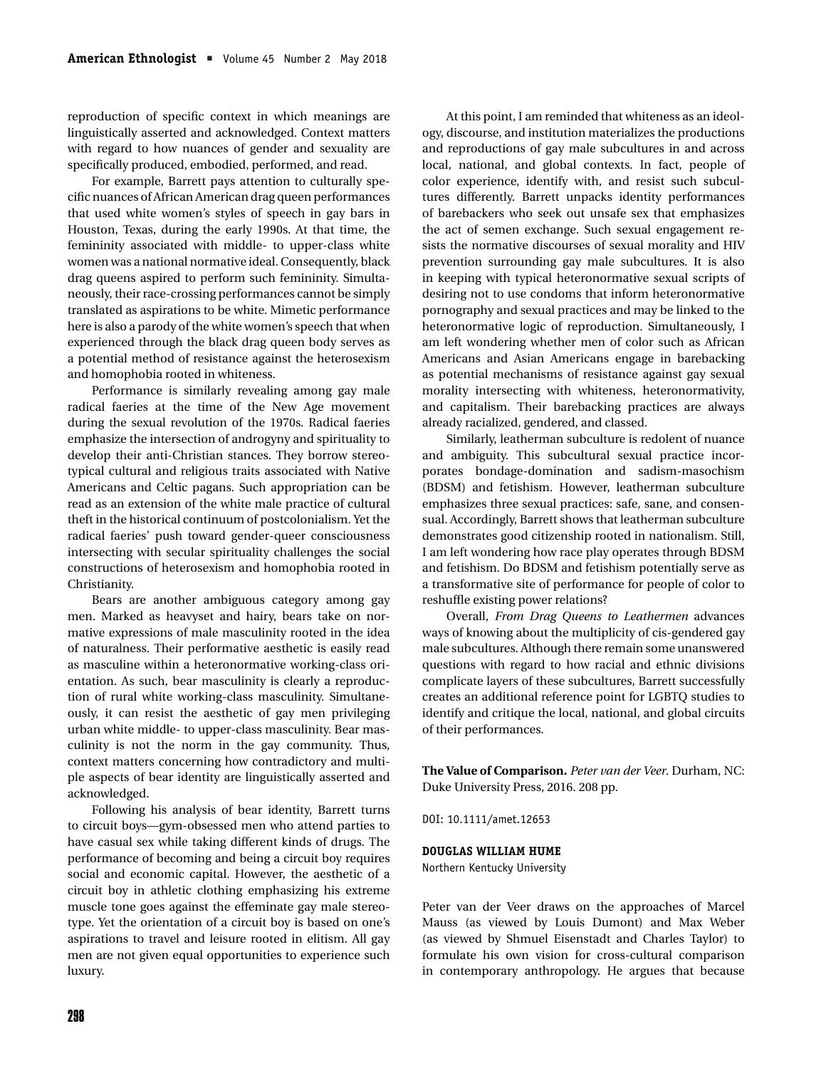reproduction of specific context in which meanings are linguistically asserted and acknowledged. Context matters with regard to how nuances of gender and sexuality are specifically produced, embodied, performed, and read.

For example, Barrett pays attention to culturally specific nuances of African American drag queen performances that used white women's styles of speech in gay bars in Houston, Texas, during the early 1990s. At that time, the femininity associated with middle- to upper-class white women was a national normative ideal. Consequently, black drag queens aspired to perform such femininity. Simultaneously, their race-crossing performances cannot be simply translated as aspirations to be white. Mimetic performance here is also a parody of the white women's speech that when experienced through the black drag queen body serves as a potential method of resistance against the heterosexism and homophobia rooted in whiteness.

Performance is similarly revealing among gay male radical faeries at the time of the New Age movement during the sexual revolution of the 1970s. Radical faeries emphasize the intersection of androgyny and spirituality to develop their anti-Christian stances. They borrow stereotypical cultural and religious traits associated with Native Americans and Celtic pagans. Such appropriation can be read as an extension of the white male practice of cultural theft in the historical continuum of postcolonialism. Yet the radical faeries' push toward gender-queer consciousness intersecting with secular spirituality challenges the social constructions of heterosexism and homophobia rooted in Christianity.

Bears are another ambiguous category among gay men. Marked as heavyset and hairy, bears take on normative expressions of male masculinity rooted in the idea of naturalness. Their performative aesthetic is easily read as masculine within a heteronormative working-class orientation. As such, bear masculinity is clearly a reproduction of rural white working-class masculinity. Simultaneously, it can resist the aesthetic of gay men privileging urban white middle- to upper-class masculinity. Bear masculinity is not the norm in the gay community. Thus, context matters concerning how contradictory and multiple aspects of bear identity are linguistically asserted and acknowledged.

Following his analysis of bear identity, Barrett turns to circuit boys—gym-obsessed men who attend parties to have casual sex while taking different kinds of drugs. The performance of becoming and being a circuit boy requires social and economic capital. However, the aesthetic of a circuit boy in athletic clothing emphasizing his extreme muscle tone goes against the effeminate gay male stereotype. Yet the orientation of a circuit boy is based on one's aspirations to travel and leisure rooted in elitism. All gay men are not given equal opportunities to experience such luxury.

At this point, I am reminded that whiteness as an ideology, discourse, and institution materializes the productions and reproductions of gay male subcultures in and across local, national, and global contexts. In fact, people of color experience, identify with, and resist such subcultures differently. Barrett unpacks identity performances of barebackers who seek out unsafe sex that emphasizes the act of semen exchange. Such sexual engagement resists the normative discourses of sexual morality and HIV prevention surrounding gay male subcultures. It is also in keeping with typical heteronormative sexual scripts of desiring not to use condoms that inform heteronormative pornography and sexual practices and may be linked to the heteronormative logic of reproduction. Simultaneously, I am left wondering whether men of color such as African Americans and Asian Americans engage in barebacking as potential mechanisms of resistance against gay sexual morality intersecting with whiteness, heteronormativity, and capitalism. Their barebacking practices are always already racialized, gendered, and classed.

Similarly, leatherman subculture is redolent of nuance and ambiguity. This subcultural sexual practice incorporates bondage-domination and sadism-masochism (BDSM) and fetishism. However, leatherman subculture emphasizes three sexual practices: safe, sane, and consensual. Accordingly, Barrett shows that leatherman subculture demonstrates good citizenship rooted in nationalism. Still, I am left wondering how race play operates through BDSM and fetishism. Do BDSM and fetishism potentially serve as a transformative site of performance for people of color to reshuffle existing power relations?

Overall, *From Drag Queens to Leathermen* advances ways of knowing about the multiplicity of cis-gendered gay male subcultures. Although there remain some unanswered questions with regard to how racial and ethnic divisions complicate layers of these subcultures, Barrett successfully creates an additional reference point for LGBTQ studies to identify and critique the local, national, and global circuits of their performances.

**The Value of Comparison.** *Peter van der Veer*. Durham, NC: Duke University Press, 2016. 208 pp.

DOI: 10.1111/amet.12653

**DOUGLAS WILLIAM HUME**
Northern Kentucky University

Peter van der Veer draws on the approaches of Marcel Mauss (as viewed by Louis Dumont) and Max Weber (as viewed by Shmuel Eisenstadt and Charles Taylor) to formulate his own vision for cross-cultural comparison in contemporary anthropology. He argues that because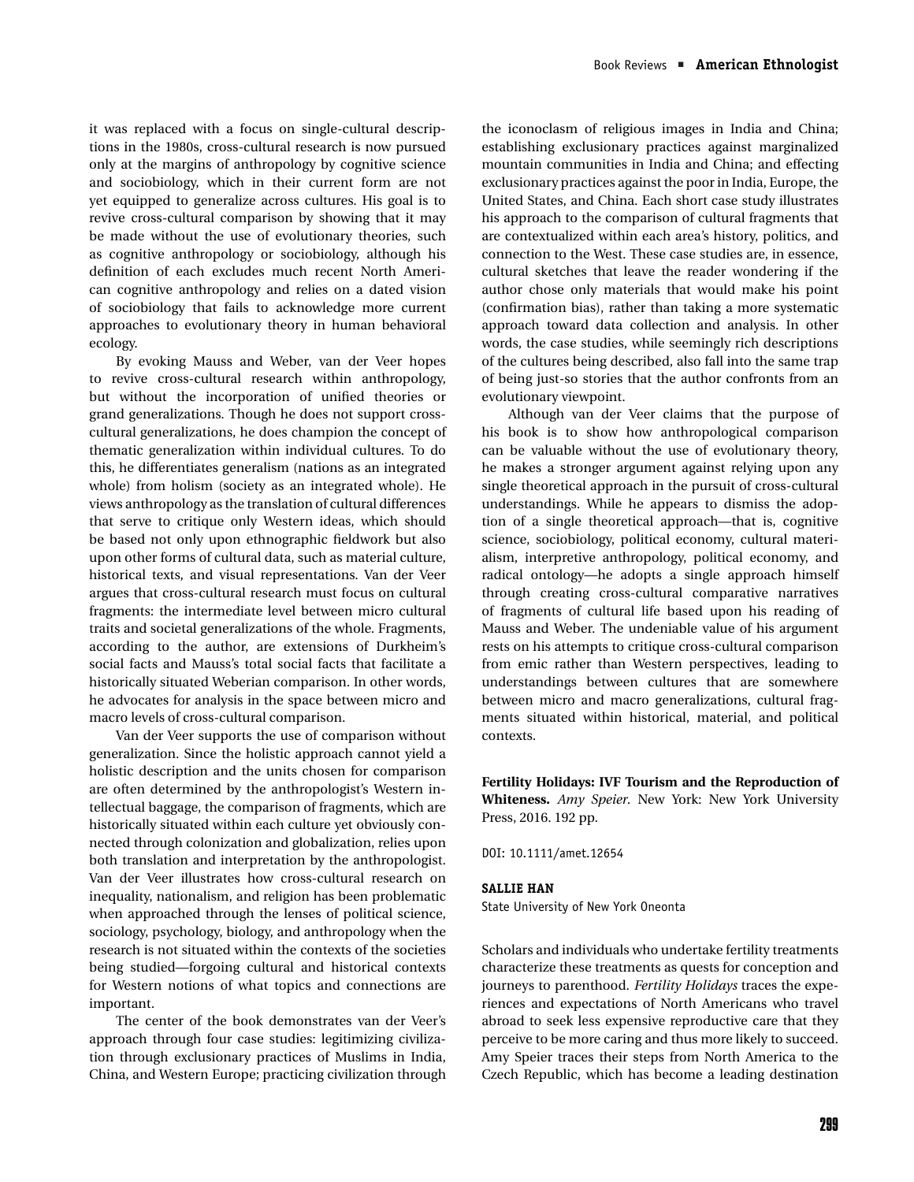it was replaced with a focus on single-cultural descriptions in the 1980s, cross-cultural research is now pursued only at the margins of anthropology by cognitive science and sociobiology, which in their current form are not yet equipped to generalize across cultures. His goal is to revive cross-cultural comparison by showing that it may be made without the use of evolutionary theories, such as cognitive anthropology or sociobiology, although his definition of each excludes much recent North American cognitive anthropology and relies on a dated vision of sociobiology that fails to acknowledge more current approaches to evolutionary theory in human behavioral ecology.

By evoking Mauss and Weber, van der Veer hopes to revive cross-cultural research within anthropology, but without the incorporation of unified theories or grand generalizations. Though he does not support cross-cultural generalizations, he does champion the concept of thematic generalization within individual cultures. To do this, he differentiates generalism (nations as an integrated whole) from holism (society as an integrated whole). He views anthropology as the translation of cultural differences that serve to critique only Western ideas, which should be based not only upon ethnographic fieldwork but also upon other forms of cultural data, such as material culture, historical texts, and visual representations. Van der Veer argues that cross-cultural research must focus on cultural fragments: the intermediate level between micro cultural traits and societal generalizations of the whole. Fragments, according to the author, are extensions of Durkheim's social facts and Mauss's total social facts that facilitate a historically situated Weberian comparison. In other words, he advocates for analysis in the space between micro and macro levels of cross-cultural comparison.

Van der Veer supports the use of comparison without generalization. Since the holistic approach cannot yield a holistic description and the units chosen for comparison are often determined by the anthropologist's Western intellectual baggage, the comparison of fragments, which are historically situated within each culture yet obviously connected through colonization and globalization, relies upon both translation and interpretation by the anthropologist. Van der Veer illustrates how cross-cultural research on inequality, nationalism, and religion has been problematic when approached through the lenses of political science, sociology, psychology, biology, and anthropology when the research is not situated within the contexts of the societies being studied—forgoing cultural and historical contexts for Western notions of what topics and connections are important.

The center of the book demonstrates van der Veer's approach through four case studies: legitimizing civilization through exclusionary practices of Muslims in India, China, and Western Europe; practicing civilization through the iconoclasm of religious images in India and China; establishing exclusionary practices against marginalized mountain communities in India and China; and effecting exclusionary practices against the poor in India, Europe, the United States, and China. Each short case study illustrates his approach to the comparison of cultural fragments that are contextualized within each area's history, politics, and connection to the West. These case studies are, in essence, cultural sketches that leave the reader wondering if the author chose only materials that would make his point (confirmation bias), rather than taking a more systematic approach toward data collection and analysis. In other words, the case studies, while seemingly rich descriptions of the cultures being described, also fall into the same trap of being just-so stories that the author confronts from an evolutionary viewpoint.

Although van der Veer claims that the purpose of his book is to show how anthropological comparison can be valuable without the use of evolutionary theory, he makes a stronger argument against relying upon any single theoretical approach in the pursuit of cross-cultural understandings. While he appears to dismiss the adoption of a single theoretical approach—that is, cognitive science, sociobiology, political economy, cultural materialism, interpretive anthropology, political economy, and radical ontology—he adopts a single approach himself through creating cross-cultural comparative narratives of fragments of cultural life based upon his reading of Mauss and Weber. The undeniable value of his argument rests on his attempts to critique cross-cultural comparison from emic rather than Western perspectives, leading to understandings between cultures that are somewhere between micro and macro generalizations, cultural fragments situated within historical, material, and political contexts.

**Fertility Holidays: IVF Tourism and the Reproduction of Whiteness.** *Amy Speier*. New York: New York University Press, 2016. 192 pp.

DOI: 10.1111/amet.12654

**SALLIE HAN**
State University of New York Oneonta

Scholars and individuals who undertake fertility treatments characterize these treatments as quests for conception and journeys to parenthood. *Fertility Holidays* traces the experiences and expectations of North Americans who travel abroad to seek less expensive reproductive care that they perceive to be more caring and thus more likely to succeed. Amy Speier traces their steps from North America to the Czech Republic, which has become a leading destination